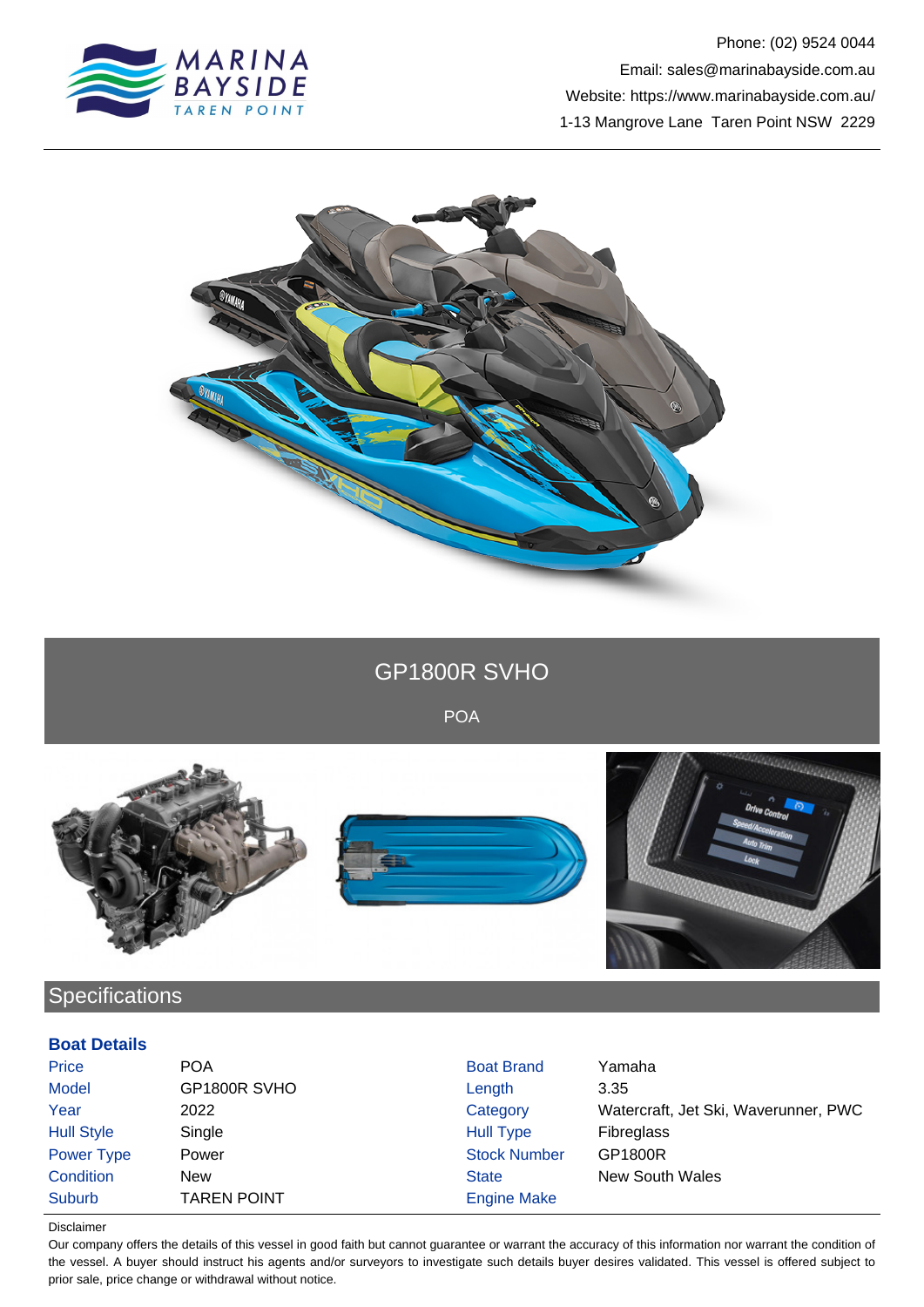Phone: (02) 9524 0044
Email: sales@marinabayside.com.au
Website: https://www.marinabayside.com.au/
1-13 Mangrove Lane  Taren Point NSW  2229

# GP1800R SVHO

POA

## Specifications

### Boat Details

| | | | |
|---|---|---|---|
| Price | POA | Boat Brand | Yamaha |
| Model | GP1800R SVHO | Length | 3.35 |
| Year | 2022 | Category | Watercraft, Jet Ski, Waverunner, PWC |
| Hull Style | Single | Hull Type | Fibreglass |
| Power Type | Power | Stock Number | GP1800R |
| Condition | New | State | New South Wales |
| Suburb | TAREN POINT | Engine Make | |

Disclaimer

Our company offers the details of this vessel in good faith but cannot guarantee or warrant the accuracy of this information nor warrant the condition of the vessel. A buyer should instruct his agents and/or surveyors to investigate such details buyer desires validated. This vessel is offered subject to prior sale, price change or withdrawal without notice.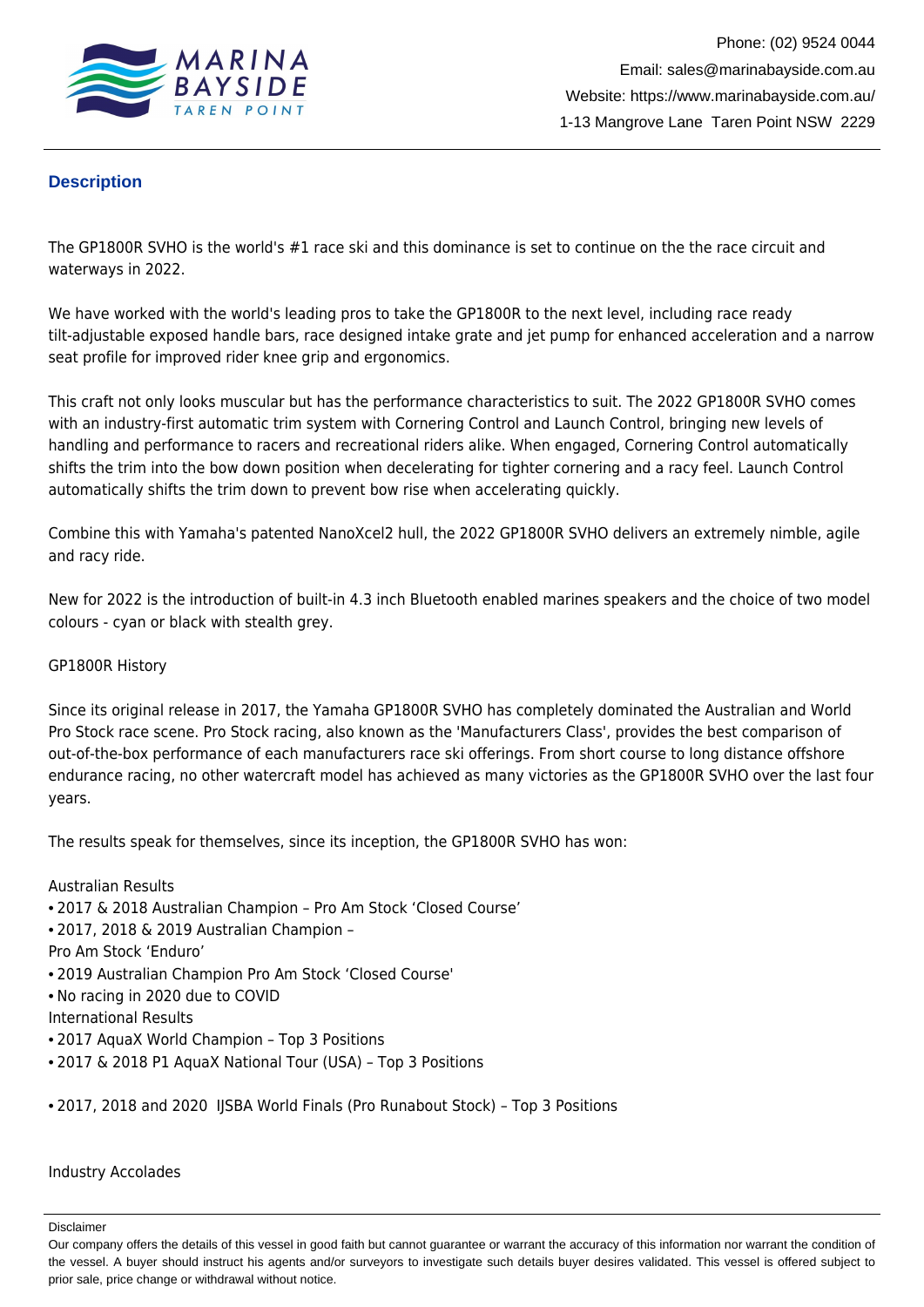## Description

The GP1800R SVHO is the world's #1 race ski and this dominance is set to continue on the the race circuit and waterways in 2022.

We have worked with the world's leading pros to take the GP1800R to the next level, including race ready tilt-adjustable exposed handle bars, race designed intake grate and jet pump for enhanced acceleration and a narrow seat profile for improved rider knee grip and ergonomics.

This craft not only looks muscular but has the performance characteristics to suit. The 2022 GP1800R SVHO comes with an industry-first automatic trim system with Cornering Control and Launch Control, bringing new levels of handling and performance to racers and recreational riders alike. When engaged, Cornering Control automatically shifts the trim into the bow down position when decelerating for tighter cornering and a racy feel. Launch Control automatically shifts the trim down to prevent bow rise when accelerating quickly.

Combine this with Yamaha's patented NanoXcel2 hull, the 2022 GP1800R SVHO delivers an extremely nimble, agile and racy ride.

New for 2022 is the introduction of built-in 4.3 inch Bluetooth enabled marines speakers and the choice of two model colours - cyan or black with stealth grey.

GP1800R History

Since its original release in 2017, the Yamaha GP1800R SVHO has completely dominated the Australian and World Pro Stock race scene. Pro Stock racing, also known as the 'Manufacturers Class', provides the best comparison of out-of-the-box performance of each manufacturers race ski offerings. From short course to long distance offshore endurance racing, no other watercraft model has achieved as many victories as the GP1800R SVHO over the last four years.

The results speak for themselves, since its inception, the GP1800R SVHO has won:

Australian Results
- 2017 & 2018 Australian Champion – Pro Am Stock 'Closed Course'
- 2017, 2018 & 2019 Australian Champion –
Pro Am Stock 'Enduro'
- 2019 Australian Champion Pro Am Stock 'Closed Course'
- No racing in 2020 due to COVID

International Results
- 2017 AquaX World Champion – Top 3 Positions
- 2017 & 2018 P1 AquaX National Tour (USA) – Top 3 Positions

- 2017, 2018 and 2020 IJSBA World Finals (Pro Runabout Stock) – Top 3 Positions

Industry Accolades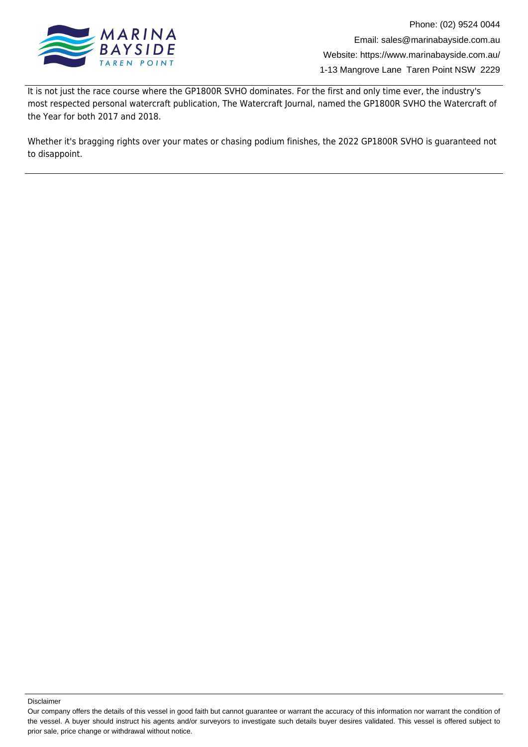It is not just the race course where the GP1800R SVHO dominates. For the first and only time ever, the industry's most respected personal watercraft publication, The Watercraft Journal, named the GP1800R SVHO the Watercraft of the Year for both 2017 and 2018.

Whether it's bragging rights over your mates or chasing podium finishes, the 2022 GP1800R SVHO is guaranteed not to disappoint.

Disclaimer

Our company offers the details of this vessel in good faith but cannot guarantee or warrant the accuracy of this information nor warrant the condition of the vessel. A buyer should instruct his agents and/or surveyors to investigate such details buyer desires validated. This vessel is offered subject to prior sale, price change or withdrawal without notice.